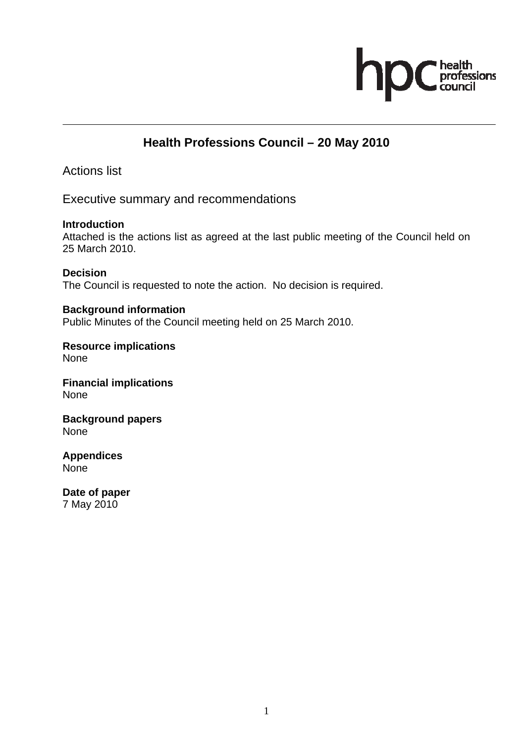# Health Professions Council – 20 May 2010

## Actions list

## Executive summary and recommendations

**Introduction**
Attached is the actions list as agreed at the last public meeting of the Council held on 25 March 2010.

**Decision**
The Council is requested to note the action. No decision is required.

**Background information**
Public Minutes of the Council meeting held on 25 March 2010.

**Resource implications**
None

**Financial implications**
None

**Background papers**
None

**Appendices**
None

**Date of paper**
7 May 2010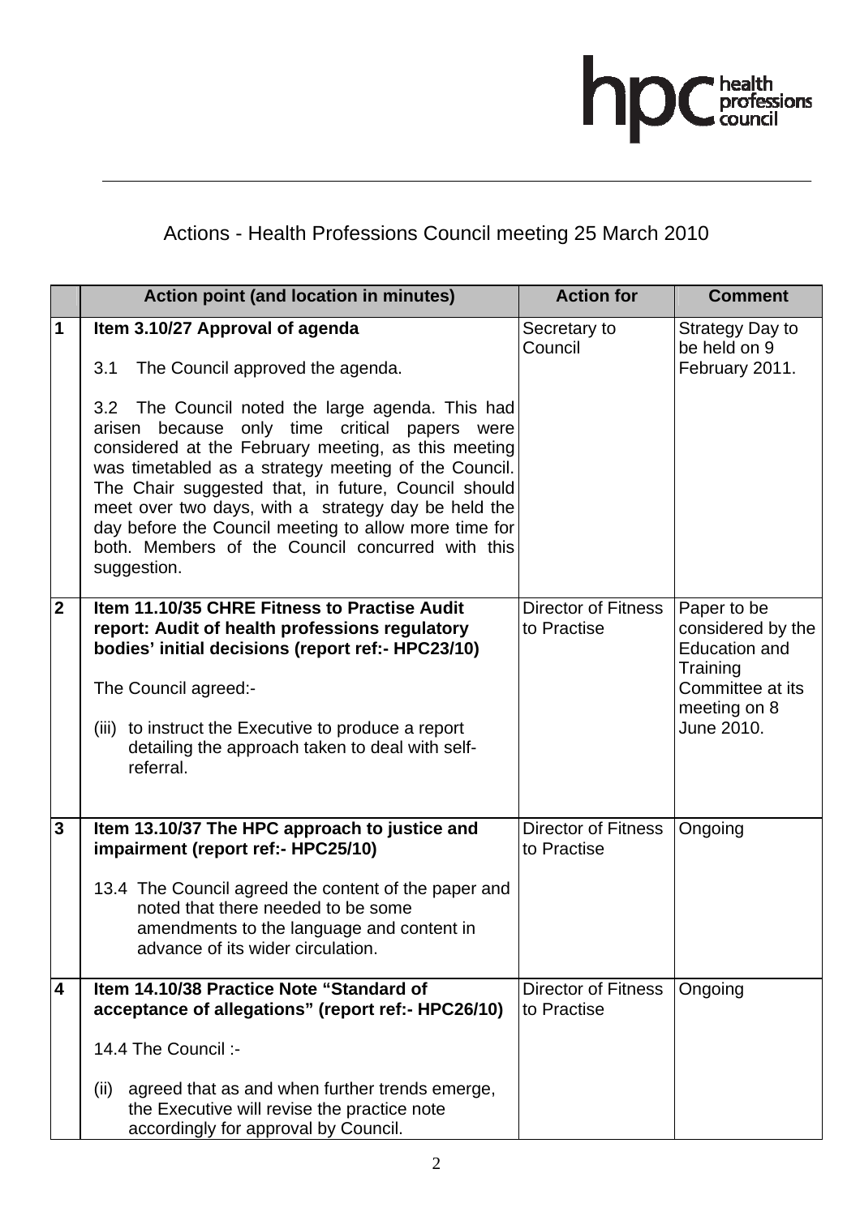hpc health professions council

# Actions - Health Professions Council meeting 25 March 2010

| | Action point (and location in minutes) | Action for | Comment |
|---|---|---|---|
| 1 | **Item 3.10/27 Approval of agenda**<br><br>3.1 The Council approved the agenda.<br><br>3.2 The Council noted the large agenda. This had arisen because only time critical papers were considered at the February meeting, as this meeting was timetabled as a strategy meeting of the Council. The Chair suggested that, in future, Council should meet over two days, with a strategy day be held the day before the Council meeting to allow more time for both. Members of the Council concurred with this suggestion. | Secretary to Council | Strategy Day to be held on 9 February 2011. |
| 2 | **Item 11.10/35 CHRE Fitness to Practise Audit report: Audit of health professions regulatory bodies' initial decisions (report ref:- HPC23/10)**<br><br>The Council agreed:-<br><br>(iii) to instruct the Executive to produce a report detailing the approach taken to deal with self-referral. | Director of Fitness to Practise | Paper to be considered by the Education and Training Committee at its meeting on 8 June 2010. |
| 3 | **Item 13.10/37 The HPC approach to justice and impairment (report ref:- HPC25/10)**<br><br>13.4 The Council agreed the content of the paper and noted that there needed to be some amendments to the language and content in advance of its wider circulation. | Director of Fitness to Practise | Ongoing |
| 4 | **Item 14.10/38 Practice Note "Standard of acceptance of allegations" (report ref:- HPC26/10)**<br><br>14.4 The Council :-<br><br>(ii) agreed that as and when further trends emerge, the Executive will revise the practice note accordingly for approval by Council. | Director of Fitness to Practise | Ongoing |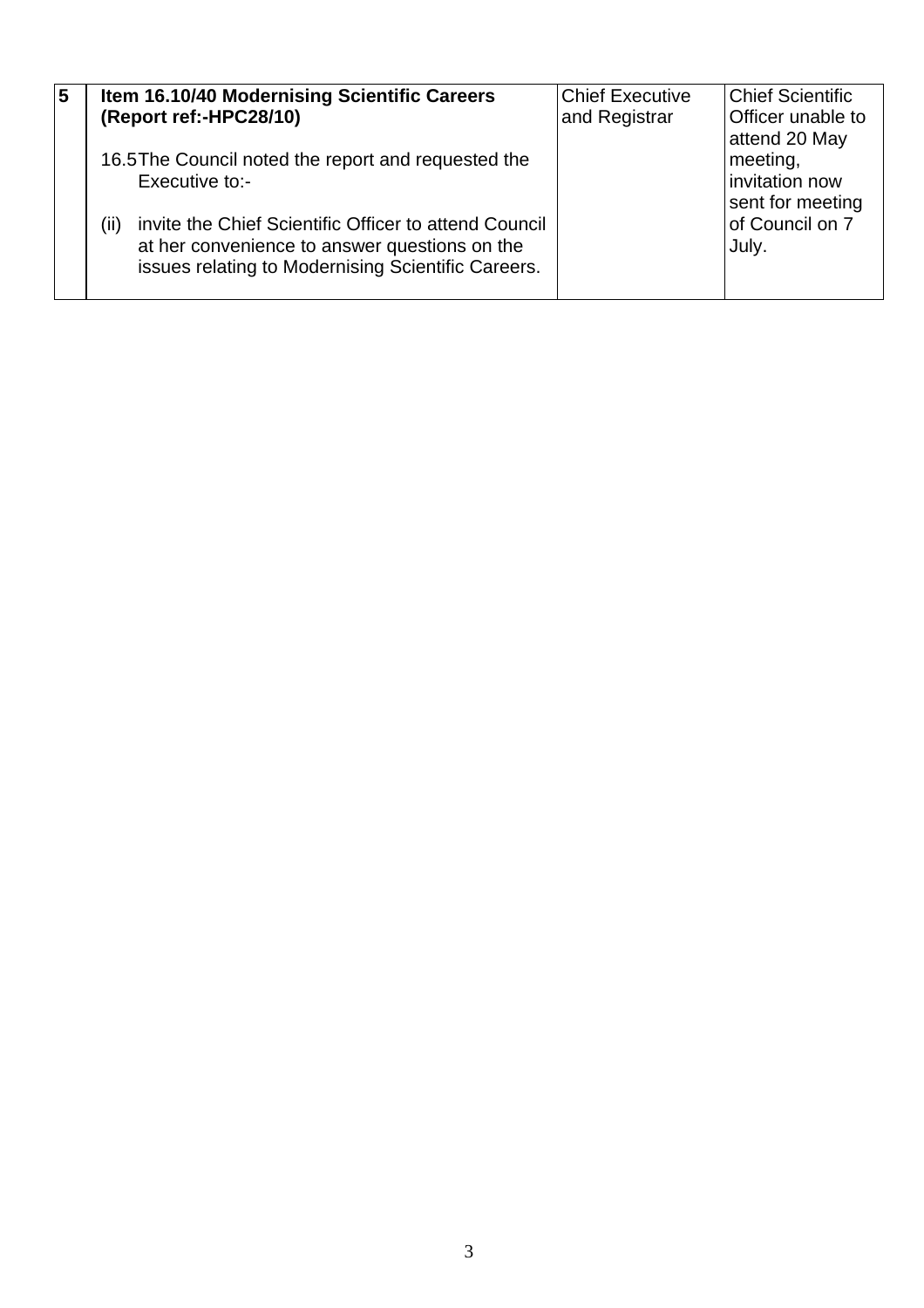| | | | |
|---|---|---|---|
| **5** | **Item 16.10/40 Modernising Scientific Careers (Report ref:-HPC28/10)**<br><br>16.5 The Council noted the report and requested the Executive to:-<br><br>(ii) invite the Chief Scientific Officer to attend Council at her convenience to answer questions on the issues relating to Modernising Scientific Careers. | Chief Executive and Registrar | Chief Scientific Officer unable to attend 20 May meeting, invitation now sent for meeting of Council on 7 July. |